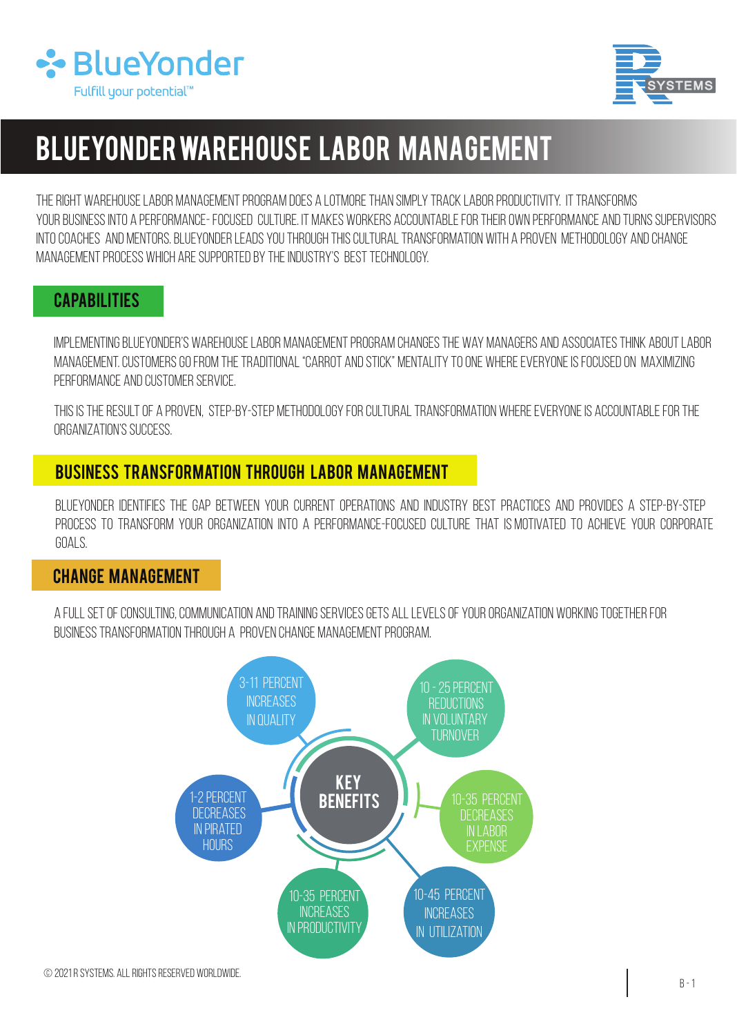BlueYonder
Fulfill your potential™

R SYSTEMS

# BLUEYONDER WAREHOUSE LABOR MANAGEMENT

THE RIGHT WAREHOUSE LABOR MANAGEMENT PROGRAM DOES A LOTMORE THAN SIMPLY TRACK LABOR PRODUCTIVITY. IT TRANSFORMS YOUR BUSINESS INTO A PERFORMANCE- FOCUSED CULTURE. IT MAKES WORKERS ACCOUNTABLE FOR THEIR OWN PERFORMANCE AND TURNS SUPERVISORS INTO COACHES AND MENTORS. BLUEYONDER LEADS YOU THROUGH THIS CULTURAL TRANSFORMATION WITH A PROVEN METHODOLOGY AND CHANGE MANAGEMENT PROCESS WHICH ARE SUPPORTED BY THE INDUSTRY'S BEST TECHNOLOGY.

## CAPABILITIES

IMPLEMENTING BLUEYONDER'S WAREHOUSE LABOR MANAGEMENT PROGRAM CHANGES THE WAY MANAGERS AND ASSOCIATES THINK ABOUT LABOR MANAGEMENT. CUSTOMERS GO FROM THE TRADITIONAL "CARROT AND STICK" MENTALITY TO ONE WHERE EVERYONE IS FOCUSED ON MAXIMIZING PERFORMANCE AND CUSTOMER SERVICE.

THIS IS THE RESULT OF A PROVEN, STEP-BY-STEP METHODOLOGY FOR CULTURAL TRANSFORMATION WHERE EVERYONE IS ACCOUNTABLE FOR THE ORGANIZATION'S SUCCESS.

## BUSINESS TRANSFORMATION THROUGH LABOR MANAGEMENT

BLUEYONDER IDENTIFIES THE GAP BETWEEN YOUR CURRENT OPERATIONS AND INDUSTRY BEST PRACTICES AND PROVIDES A STEP-BY-STEP PROCESS TO TRANSFORM YOUR ORGANIZATION INTO A PERFORMANCE-FOCUSED CULTURE THAT IS MOTIVATED TO ACHIEVE YOUR CORPORATE GOALS.

## CHANGE MANAGEMENT

A FULL SET OF CONSULTING, COMMUNICATION AND TRAINING SERVICES GETS ALL LEVELS OF YOUR ORGANIZATION WORKING TOGETHER FOR BUSINESS TRANSFORMATION THROUGH A PROVEN CHANGE MANAGEMENT PROGRAM.

### KEY BENEFITS

- 3-11 PERCENT INCREASES IN QUALITY
- 10 - 25 PERCENT REDUCTIONS IN VOLUNTARY TURNOVER
- 10-35 PERCENT DECREASES IN LABOR EXPENSE
- 10-45 PERCENT INCREASES IN UTILIZATION
- 10-35 PERCENT INCREASES IN PRODUCTIVITY
- 1-2 PERCENT DECREASES IN PIRATED HOURS

© 2021 R SYSTEMS. ALL RIGHTS RESERVED WORLDWIDE.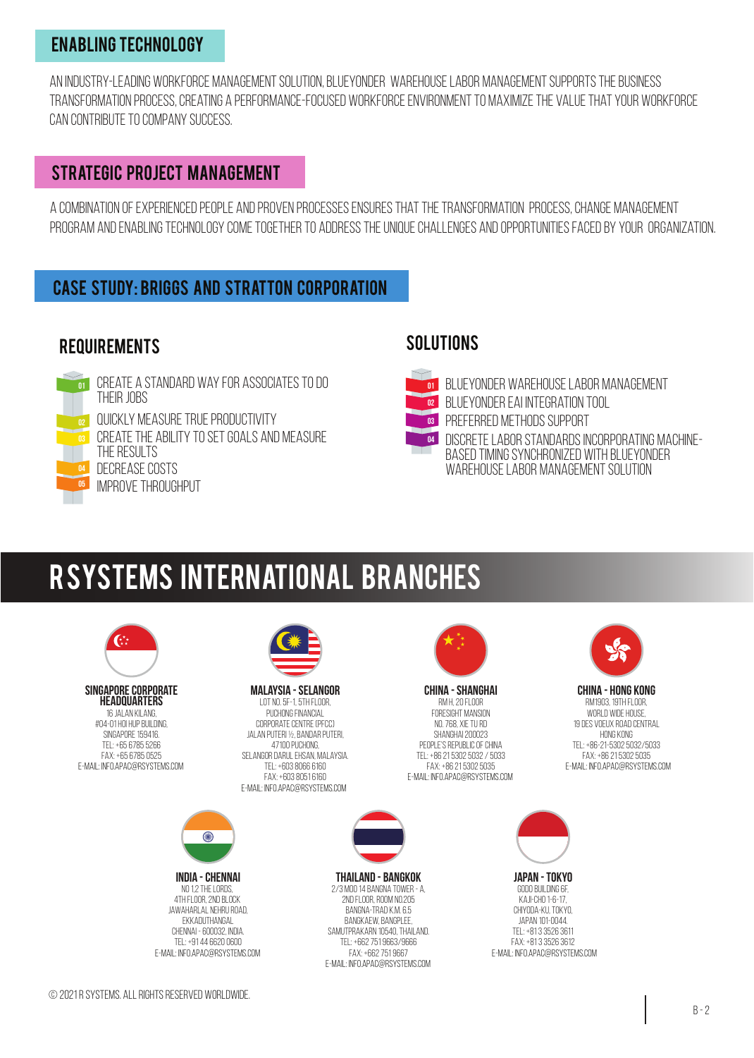## ENABLING TECHNOLOGY

AN INDUSTRY-LEADING WORKFORCE MANAGEMENT SOLUTION, BLUEYONDER WAREHOUSE LABOR MANAGEMENT SUPPORTS THE BUSINESS TRANSFORMATION PROCESS, CREATING A PERFORMANCE-FOCUSED WORKFORCE ENVIRONMENT TO MAXIMIZE THE VALUE THAT YOUR WORKFORCE CAN CONTRIBUTE TO COMPANY SUCCESS.

## STRATEGIC PROJECT MANAGEMENT

A COMBINATION OF EXPERIENCED PEOPLE AND PROVEN PROCESSES ENSURES THAT THE TRANSFORMATION PROCESS, CHANGE MANAGEMENT PROGRAM AND ENABLING TECHNOLOGY COME TOGETHER TO ADDRESS THE UNIQUE CHALLENGES AND OPPORTUNITIES FACED BY YOUR ORGANIZATION.

## CASE STUDY: BRIGGS AND STRATTON CORPORATION

### REQUIREMENTS

- 01 CREATE A STANDARD WAY FOR ASSOCIATES TO DO THEIR JOBS
- 02 QUICKLY MEASURE TRUE PRODUCTIVITY
- 03 CREATE THE ABILITY TO SET GOALS AND MEASURE THE RESULTS
- 04 DECREASE COSTS
- 05 IMPROVE THROUGHPUT

### SOLUTIONS

- 01 BLUEYONDER WAREHOUSE LABOR MANAGEMENT
- 02 BLUEYONDER EAI INTEGRATION TOOL
- 03 PREFERRED METHODS SUPPORT
- 04 DISCRETE LABOR STANDARDS INCORPORATING MACHINE-BASED TIMING SYNCHRONIZED WITH BLUEYONDER WAREHOUSE LABOR MANAGEMENT SOLUTION

# RSYSTEMS INTERNATIONAL BRANCHES

**SINGAPORE CORPORATE HEADQUARTERS**
16 JALAN KILANG,
#04-01 HOI HUP BUILDING,
SINGAPORE 159416.
TEL: +65 6785 5266
FAX: +65 6785 0525
E-MAIL: INFO.APAC@RSYSTEMS.COM

**MALAYSIA - SELANGOR**
LOT NO. 5F-1, 5TH FLOOR,
PUCHONG FINANCIAL
CORPORATE CENTRE (PFCC)
JALAN PUTERI ½, BANDAR PUTERI,
47100 PUCHONG,
SELANGOR DARUL EHSAN, MALAYSIA.
TEL: +603 8066 6160
FAX: +603 8051 6160
E-MAIL: INFO.APAC@RSYSTEMS.COM

**CHINA - SHANGHAI**
RM H, 20 FLOOR
FORESIGHT MANSION
NO. 768, XIE TU RD
SHANGHAI 200023
PEOPLE'S REPUBLIC OF CHINA
TEL: +86 21 5302 5032 / 5033
FAX: +86 21 5302 5035
E-MAIL: INFO.APAC@RSYSTEMS.COM

**CHINA - HONG KONG**
RM1903, 19TH FLOOR,
WORLD WIDE HOUSE,
19 DES VOEUX ROAD CENTRAL
HONG KONG
TEL: +86-21-5302 5032/5033
FAX: +86 21 5302 5035
E-MAIL: INFO.APAC@RSYSTEMS.COM

**INDIA - CHENNAI**
NO 1,2 THE LORDS,
4TH FLOOR, 2ND BLOCK
JAWAHARLAL NEHRU ROAD,
EKKADUTHANGAL
CHENNAI - 600032, INDIA.
TEL: +91 44 6620 0600
E-MAIL: INFO.APAC@RSYSTEMS.COM

**THAILAND - BANGKOK**
2/3 MOO 14 BANGNA TOWER - A,
2ND FLOOR, ROOM NO.205
BANGNA-TRAD K.M. 6.5
BANGKAEW, BANGPLEE,
SAMUTPRAKARN 10540, THAILAND.
TEL: +662 751 9663/9666
FAX: +662 751 9667
E-MAIL: INFO.APAC@RSYSTEMS.COM

**JAPAN - TOKYO**
GODO BUILDING 6F,
KAJI-CHO 1-6-17,
CHIYODA-KU, TOKYO,
JAPAN 101-0044.
TEL: +81 3 3526 3611
FAX: +81 3 3526 3612
E-MAIL: INFO.APAC@RSYSTEMS.COM

© 2021 R SYSTEMS. ALL RIGHTS RESERVED WORLDWIDE.